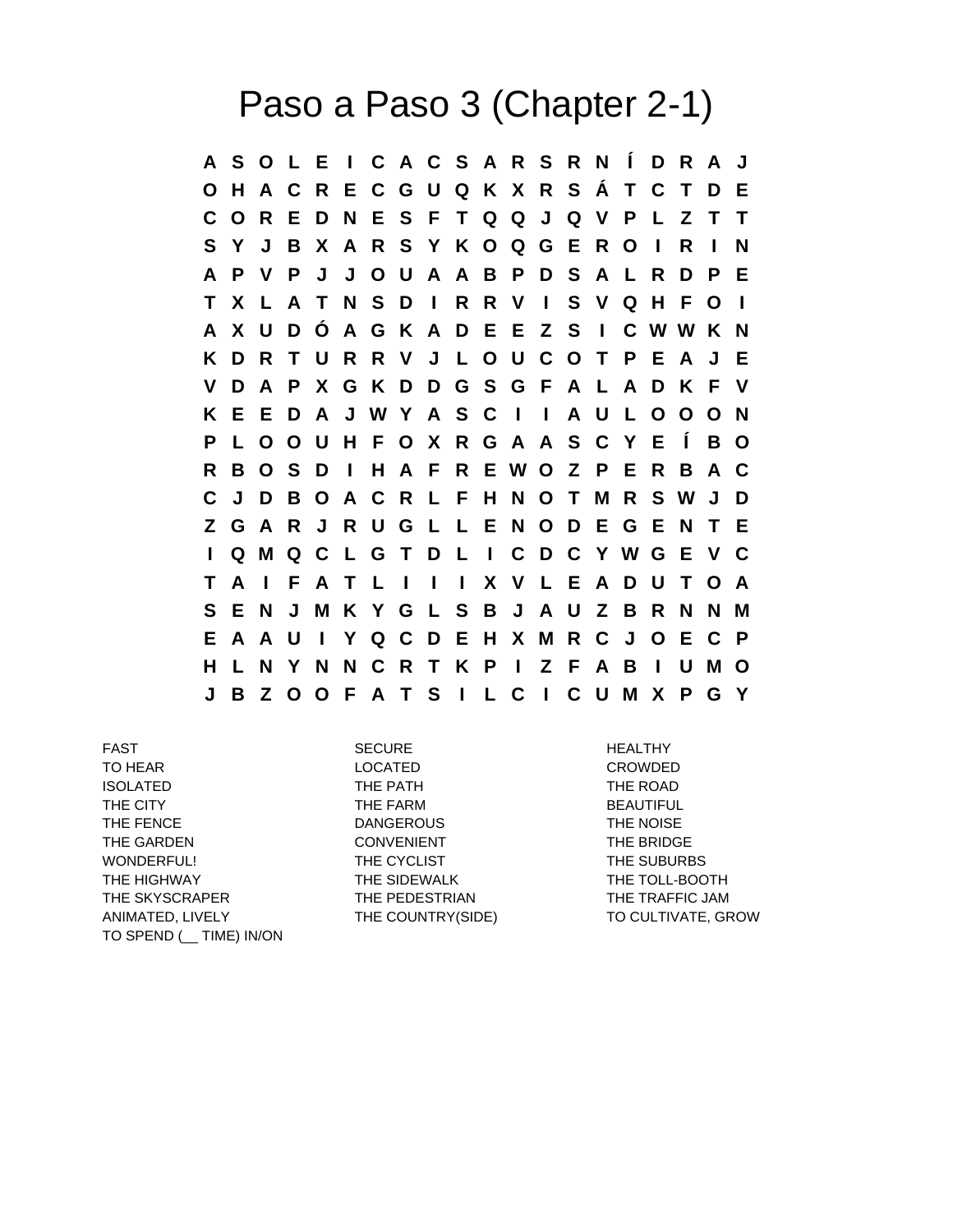# Paso a Paso 3 (Chapter 2-1)

```
A S O L E I C A C S A R S R N Í D R A J
O H A C R E C G U Q K X R S Á T C T D E
C O R E D N E S F T Q Q J Q V P L Z T T
S Y J B X A R S Y K O Q G E R O I R I N
A P V P J J O U A A B P D S A L R D P E
T X L A T N S D I R R V I S V Q H F O I
A X U D Ó A G K A D E E Z S I C W W K N
K D R T U R R V J L O U C O T P E A J E
V D A P X G K D D G S G F A L A D K F V
K E E D A J W Y A S C I I A U L O O O N
P L O O U H F O X R G A A S C Y E Í B O
R B O S D I H A F R E W O Z P E R B A C
C J D B O A C R L F H N O T M R S W J D
Z G A R J R U G L L E N O D E G E N T E
I Q M Q C L G T D L I C D C Y W G E V C
T A I F A T L I I I X V L E A D U T O A
S E N J M K Y G L S B J A U Z B R N N M
E A A U I Y Q C D E H X M R C J O E C P
H L N Y N N C R T K P I Z F A B I U M O
J B Z O O F A T S I L C I C U M X P G Y
```

| | | |
|---|---|---|
| FAST | SECURE | HEALTHY |
| TO HEAR | LOCATED | CROWDED |
| ISOLATED | THE PATH | THE ROAD |
| THE CITY | THE FARM | BEAUTIFUL |
| THE FENCE | DANGEROUS | THE NOISE |
| THE GARDEN | CONVENIENT | THE BRIDGE |
| WONDERFUL! | THE CYCLIST | THE SUBURBS |
| THE HIGHWAY | THE SIDEWALK | THE TOLL-BOOTH |
| THE SKYSCRAPER | THE PEDESTRIAN | THE TRAFFIC JAM |
| ANIMATED, LIVELY | THE COUNTRY(SIDE) | TO CULTIVATE, GROW |
| TO SPEND (__ TIME) IN/ON | | |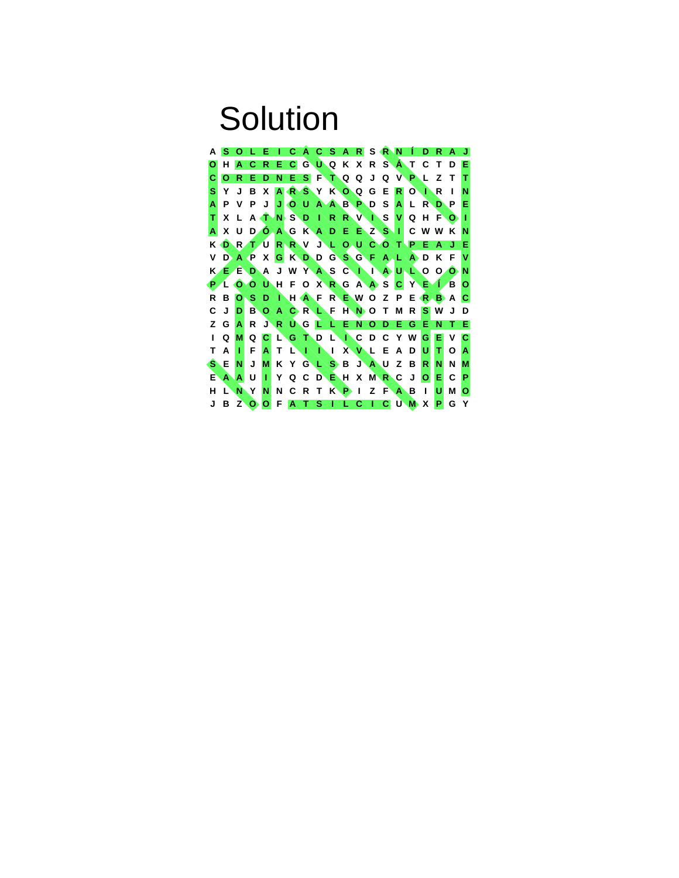# Solution

| | | | | | | | | | | | | | | | | | | | |
|---|---|---|---|---|---|---|---|---|---|---|---|---|---|---|---|---|---|---|---|
| A | S | O | L | E | I | C | Á | C | S | A | R | S | R | N | Í | D | R | A | J |
| O | H | A | C | R | E | C | G | U | Q | K | X | R | S | Á | T | C | T | D | E |
| C | O | R | E | D | N | E | S | F | T | Q | Q | J | Q | V | P | L | Z | T | T |
| S | Y | J | B | X | A | R | S | Y | K | O | Q | G | E | R | O | I | R | I | N |
| A | P | V | P | J | J | O | U | A | A | B | P | D | S | A | L | R | D | P | E |
| T | X | L | A | T | N | S | D | I | R | R | V | I | S | V | Q | H | F | O | I |
| A | X | U | D | Ó | A | G | K | A | D | E | E | Z | S | I | C | W | W | K | N |
| K | D | R | T | U | R | R | V | J | L | O | U | C | O | T | P | E | A | J | E |
| V | D | A | P | X | G | K | D | D | G | S | G | F | A | L | A | D | K | F | V |
| K | E | E | D | A | J | W | Y | A | S | C | I | I | A | U | L | O | O | Ó | N |
| P | L | O | O | U | H | F | O | X | R | G | A | A | S | C | Y | E | Í | B | O |
| R | B | O | S | D | I | H | A | F | R | E | W | O | Z | P | E | R | B | A | C |
| C | J | D | B | O | A | C | R | L | F | H | N | O | T | M | R | S | W | J | D |
| Z | G | A | R | J | R | U | G | L | L | E | N | O | D | E | G | E | N | T | E |
| I | Q | M | Q | C | L | G | T | D | L | I | C | D | C | Y | W | G | E | V | C |
| T | A | I | F | A | T | L | I | I | I | X | V | L | E | A | D | U | T | O | A |
| S | E | N | J | M | K | Y | G | L | S | B | J | A | U | Z | B | R | N | N | M |
| E | A | A | U | I | Y | Q | C | D | E | H | X | M | R | C | J | O | E | C | P |
| H | L | N | Y | N | N | C | R | T | K | P | I | Z | F | A | B | I | U | M | O |
| J | B | Z | O | O | F | A | T | S | I | L | C | I | C | U | M | X | P | G | Y |